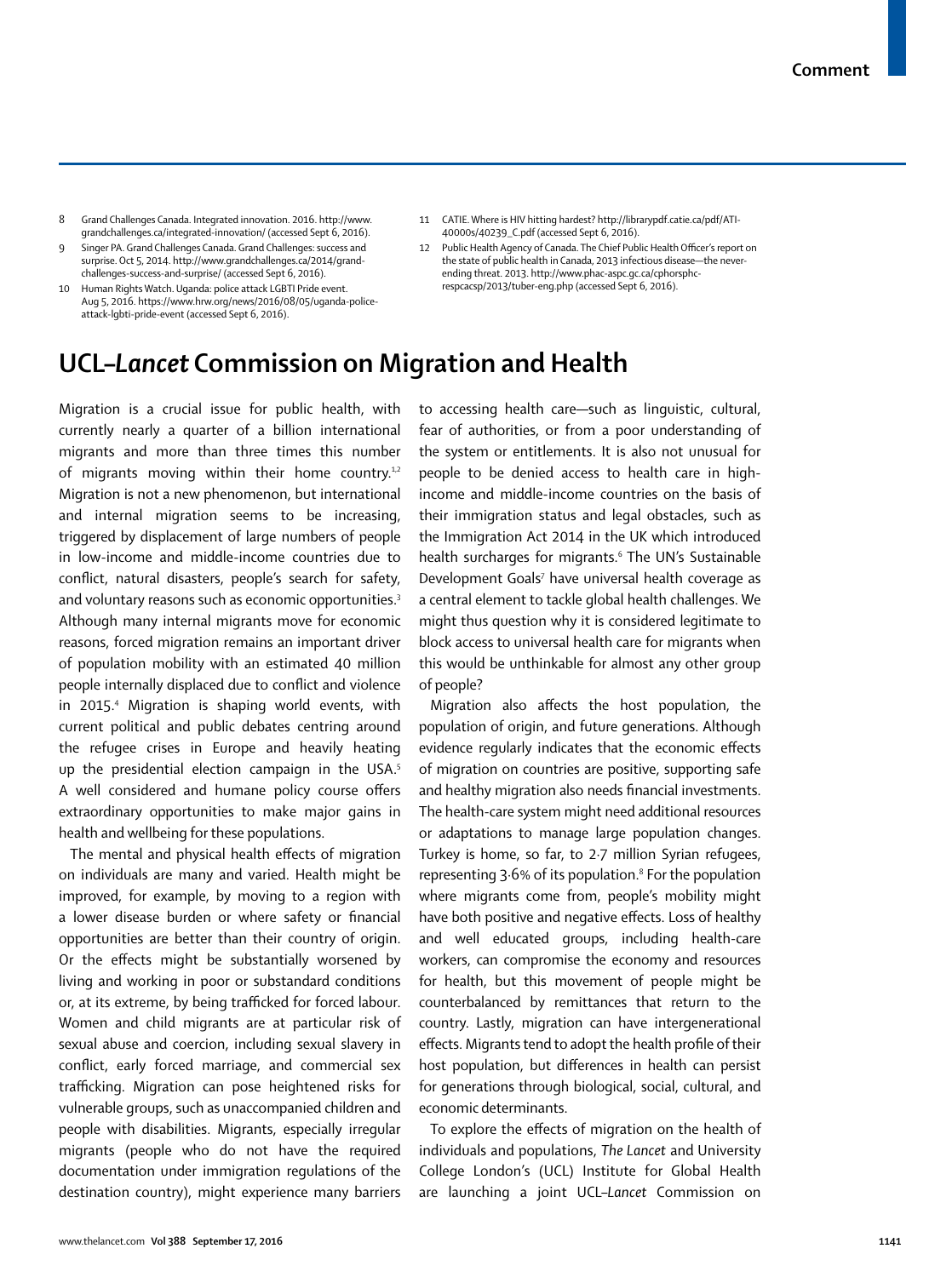8 Grand Challenges Canada. Integrated innovation. 2016. http://www.grandchallenges.ca/integrated-innovation/ (accessed Sept 6, 2016).

9 Singer PA. Grand Challenges Canada. Grand Challenges: success and surprise. Oct 5, 2014. http://www.grandchallenges.ca/2014/grand-challenges-success-and-surprise/ (accessed Sept 6, 2016).

10 Human Rights Watch. Uganda: police attack LGBTI Pride event. Aug 5, 2016. https://www.hrw.org/news/2016/08/05/uganda-police-attack-lgbti-pride-event (accessed Sept 6, 2016).

11 CATIE. Where is HIV hitting hardest? http://librarypdf.catie.ca/pdf/ATI-40000s/40239_C.pdf (accessed Sept 6, 2016).

12 Public Health Agency of Canada. The Chief Public Health Officer's report on the state of public health in Canada, 2013 infectious disease—the never-ending threat. 2013. http://www.phac-aspc.gc.ca/cphorsphc-respcacsp/2013/tuber-eng.php (accessed Sept 6, 2016).

# UCL–*Lancet* Commission on Migration and Health

Migration is a crucial issue for public health, with currently nearly a quarter of a billion international migrants and more than three times this number of migrants moving within their home country.[1,2] Migration is not a new phenomenon, but international and internal migration seems to be increasing, triggered by displacement of large numbers of people in low-income and middle-income countries due to conflict, natural disasters, people's search for safety, and voluntary reasons such as economic opportunities.[3] Although many internal migrants move for economic reasons, forced migration remains an important driver of population mobility with an estimated 40 million people internally displaced due to conflict and violence in 2015.[4] Migration is shaping world events, with current political and public debates centring around the refugee crises in Europe and heavily heating up the presidential election campaign in the USA.[5] A well considered and humane policy course offers extraordinary opportunities to make major gains in health and wellbeing for these populations.

The mental and physical health effects of migration on individuals are many and varied. Health might be improved, for example, by moving to a region with a lower disease burden or where safety or financial opportunities are better than their country of origin. Or the effects might be substantially worsened by living and working in poor or substandard conditions or, at its extreme, by being trafficked for forced labour. Women and child migrants are at particular risk of sexual abuse and coercion, including sexual slavery in conflict, early forced marriage, and commercial sex trafficking. Migration can pose heightened risks for vulnerable groups, such as unaccompanied children and people with disabilities. Migrants, especially irregular migrants (people who do not have the required documentation under immigration regulations of the destination country), might experience many barriers to accessing health care—such as linguistic, cultural, fear of authorities, or from a poor understanding of the system or entitlements. It is also not unusual for people to be denied access to health care in high-income and middle-income countries on the basis of their immigration status and legal obstacles, such as the Immigration Act 2014 in the UK which introduced health surcharges for migrants.[6] The UN's Sustainable Development Goals[7] have universal health coverage as a central element to tackle global health challenges. We might thus question why it is considered legitimate to block access to universal health care for migrants when this would be unthinkable for almost any other group of people?

Migration also affects the host population, the population of origin, and future generations. Although evidence regularly indicates that the economic effects of migration on countries are positive, supporting safe and healthy migration also needs financial investments. The health-care system might need additional resources or adaptations to manage large population changes. Turkey is home, so far, to 2·7 million Syrian refugees, representing 3·6% of its population.[8] For the population where migrants come from, people's mobility might have both positive and negative effects. Loss of healthy and well educated groups, including health-care workers, can compromise the economy and resources for health, but this movement of people might be counterbalanced by remittances that return to the country. Lastly, migration can have intergenerational effects. Migrants tend to adopt the health profile of their host population, but differences in health can persist for generations through biological, social, cultural, and economic determinants.

To explore the effects of migration on the health of individuals and populations, *The Lancet* and University College London's (UCL) Institute for Global Health are launching a joint UCL–*Lancet* Commission on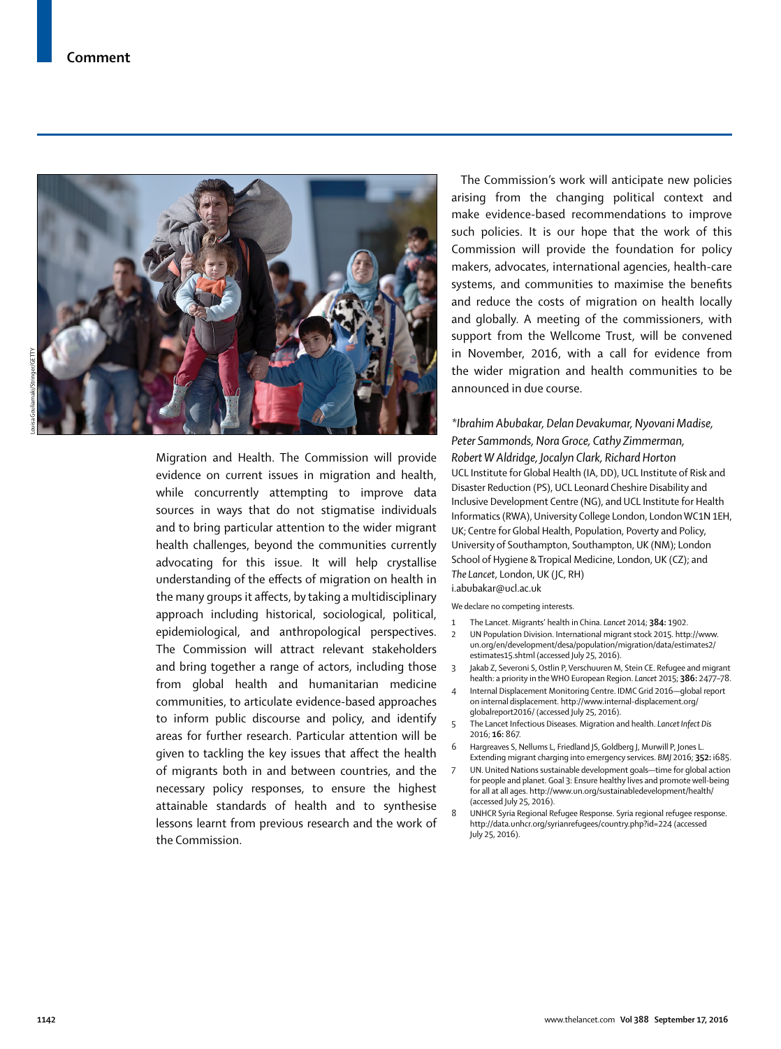Migration and Health. The Commission will provide evidence on current issues in migration and health, while concurrently attempting to improve data sources in ways that do not stigmatise individuals and to bring particular attention to the wider migrant health challenges, beyond the communities currently advocating for this issue. It will help crystallise understanding of the effects of migration on health in the many groups it affects, by taking a multidisciplinary approach including historical, sociological, political, epidemiological, and anthropological perspectives. The Commission will attract relevant stakeholders and bring together a range of actors, including those from global health and humanitarian medicine communities, to articulate evidence-based approaches to inform public discourse and policy, and identify areas for further research. Particular attention will be given to tackling the key issues that affect the health of migrants both in and between countries, and the necessary policy responses, to ensure the highest attainable standards of health and to synthesise lessons learnt from previous research and the work of the Commission.

The Commission's work will anticipate new policies arising from the changing political context and make evidence-based recommendations to improve such policies. It is our hope that the work of this Commission will provide the foundation for policy makers, advocates, international agencies, health-care systems, and communities to maximise the benefits and reduce the costs of migration on health locally and globally. A meeting of the commissioners, with support from the Wellcome Trust, will be convened in November, 2016, with a call for evidence from the wider migration and health communities to be announced in due course.

*\*Ibrahim Abubakar, Delan Devakumar, Nyovani Madise, Peter Sammonds, Nora Groce, Cathy Zimmerman, Robert W Aldridge, Jocalyn Clark, Richard Horton*

UCL Institute for Global Health (IA, DD), UCL Institute of Risk and Disaster Reduction (PS), UCL Leonard Cheshire Disability and Inclusive Development Centre (NG), and UCL Institute for Health Informatics (RWA), University College London, London WC1N 1EH, UK; Centre for Global Health, Population, Poverty and Policy, University of Southampton, Southampton, UK (NM); London School of Hygiene & Tropical Medicine, London, UK (CZ); and *The Lancet*, London, UK (JC, RH)
i.abubakar@ucl.ac.uk

We declare no competing interests.

1. The Lancet. Migrants' health in China. *Lancet* 2014; **384:** 1902.
2. UN Population Division. International migrant stock 2015. http://www.un.org/en/development/desa/population/migration/data/estimates2/estimates15.shtml (accessed July 25, 2016).
3. Jakab Z, Severoni S, Ostlin P, Verschuuren M, Stein CE. Refugee and migrant health: a priority in the WHO European Region. *Lancet* 2015; **386:** 2477–78.
4. Internal Displacement Monitoring Centre. IDMC Grid 2016—global report on internal displacement. http://www.internal-displacement.org/globalreport2016/ (accessed July 25, 2016).
5. The Lancet Infectious Diseases. Migration and health. *Lancet Infect Dis* 2016; **16:** 867.
6. Hargreaves S, Nellums L, Friedland JS, Goldberg J, Murwill P, Jones L. Extending migrant charging into emergency services. *BMJ* 2016; **352:** i685.
7. UN. United Nations sustainable development goals—time for global action for people and planet. Goal 3: Ensure healthy lives and promote well-being for all at all ages. http://www.un.org/sustainabledevelopment/health/ (accessed July 25, 2016).
8. UNHCR Syria Regional Refugee Response. Syria regional refugee response. http://data.unhcr.org/syrianrefugees/country.php?id=224 (accessed July 25, 2016).